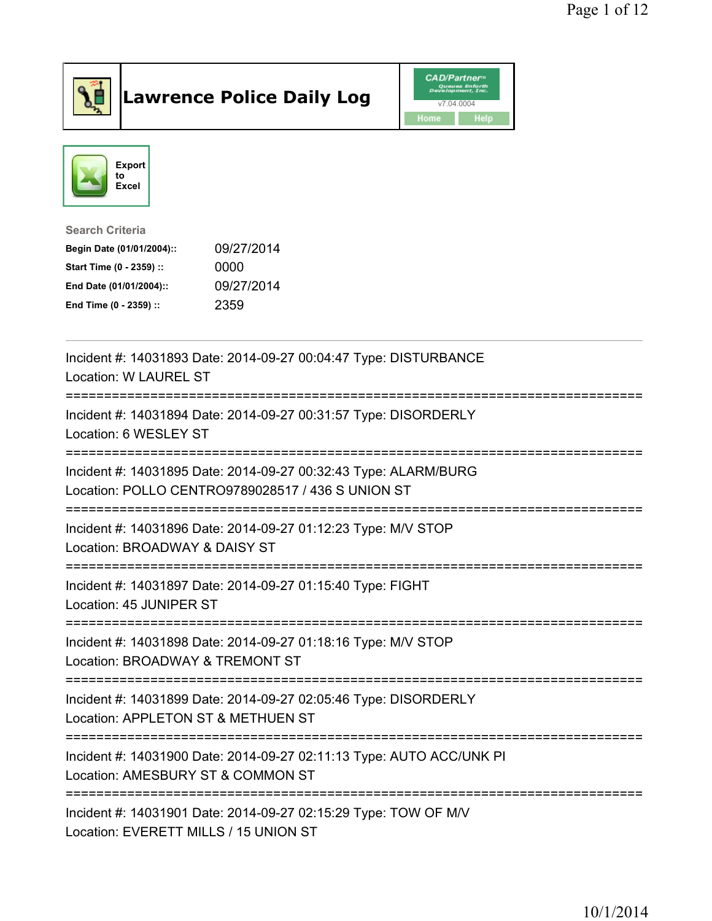# Lawrence Police Daily Log

CAD/Partner
v7.04.0004
Home Help

Export to Excel

**Search Criteria**

| | |
|---|---|
| **Begin Date (01/01/2004)::** | 09/27/2014 |
| **Start Time (0 - 2359) ::** | 0000 |
| **End Date (01/01/2004)::** | 09/27/2014 |
| **End Time (0 - 2359) ::** | 2359 |

---

Incident #: 14031893 Date: 2014-09-27 00:04:47 Type: DISTURBANCE
Location: W LAUREL ST

===========================================================================

Incident #: 14031894 Date: 2014-09-27 00:31:57 Type: DISORDERLY
Location: 6 WESLEY ST

===========================================================================

Incident #: 14031895 Date: 2014-09-27 00:32:43 Type: ALARM/BURG
Location: POLLO CENTRO9789028517 / 436 S UNION ST

===========================================================================

Incident #: 14031896 Date: 2014-09-27 01:12:23 Type: M/V STOP
Location: BROADWAY & DAISY ST

===========================================================================

Incident #: 14031897 Date: 2014-09-27 01:15:40 Type: FIGHT
Location: 45 JUNIPER ST

===========================================================================

Incident #: 14031898 Date: 2014-09-27 01:18:16 Type: M/V STOP
Location: BROADWAY & TREMONT ST

===========================================================================

Incident #: 14031899 Date: 2014-09-27 02:05:46 Type: DISORDERLY
Location: APPLETON ST & METHUEN ST

===========================================================================

Incident #: 14031900 Date: 2014-09-27 02:11:13 Type: AUTO ACC/UNK PI
Location: AMESBURY ST & COMMON ST

===========================================================================

Incident #: 14031901 Date: 2014-09-27 02:15:29 Type: TOW OF M/V
Location: EVERETT MILLS / 15 UNION ST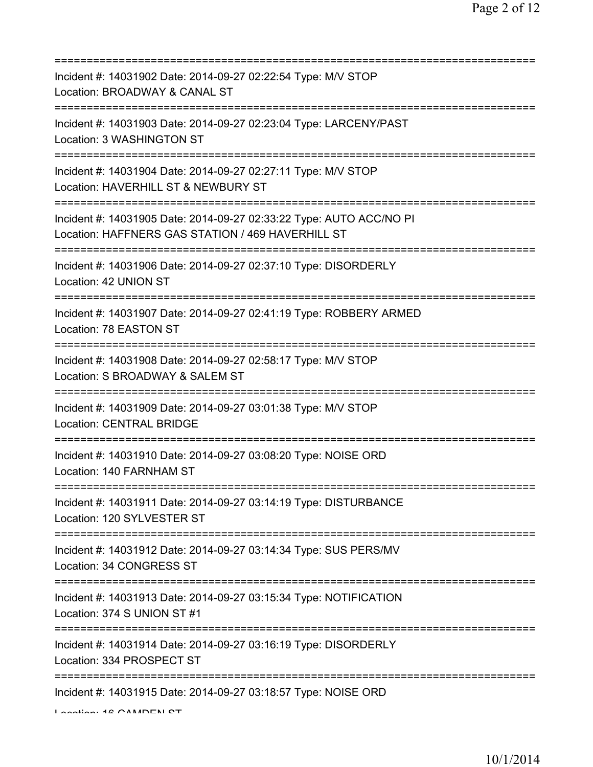===========================================================================
Incident #: 14031902 Date: 2014-09-27 02:22:54 Type: M/V STOP
Location: BROADWAY & CANAL ST
===========================================================================
Incident #: 14031903 Date: 2014-09-27 02:23:04 Type: LARCENY/PAST
Location: 3 WASHINGTON ST
===========================================================================
Incident #: 14031904 Date: 2014-09-27 02:27:11 Type: M/V STOP
Location: HAVERHILL ST & NEWBURY ST
===========================================================================
Incident #: 14031905 Date: 2014-09-27 02:33:22 Type: AUTO ACC/NO PI
Location: HAFFNERS GAS STATION / 469 HAVERHILL ST
===========================================================================
Incident #: 14031906 Date: 2014-09-27 02:37:10 Type: DISORDERLY
Location: 42 UNION ST
===========================================================================
Incident #: 14031907 Date: 2014-09-27 02:41:19 Type: ROBBERY ARMED
Location: 78 EASTON ST
===========================================================================
Incident #: 14031908 Date: 2014-09-27 02:58:17 Type: M/V STOP
Location: S BROADWAY & SALEM ST
===========================================================================
Incident #: 14031909 Date: 2014-09-27 03:01:38 Type: M/V STOP
Location: CENTRAL BRIDGE
===========================================================================
Incident #: 14031910 Date: 2014-09-27 03:08:20 Type: NOISE ORD
Location: 140 FARNHAM ST
===========================================================================
Incident #: 14031911 Date: 2014-09-27 03:14:19 Type: DISTURBANCE
Location: 120 SYLVESTER ST
===========================================================================
Incident #: 14031912 Date: 2014-09-27 03:14:34 Type: SUS PERS/MV
Location: 34 CONGRESS ST
===========================================================================
Incident #: 14031913 Date: 2014-09-27 03:15:34 Type: NOTIFICATION
Location: 374 S UNION ST #1
===========================================================================
Incident #: 14031914 Date: 2014-09-27 03:16:19 Type: DISORDERLY
Location: 334 PROSPECT ST
===========================================================================
Incident #: 14031915 Date: 2014-09-27 03:18:57 Type: NOISE ORD
Location: 16 CAMDEN ST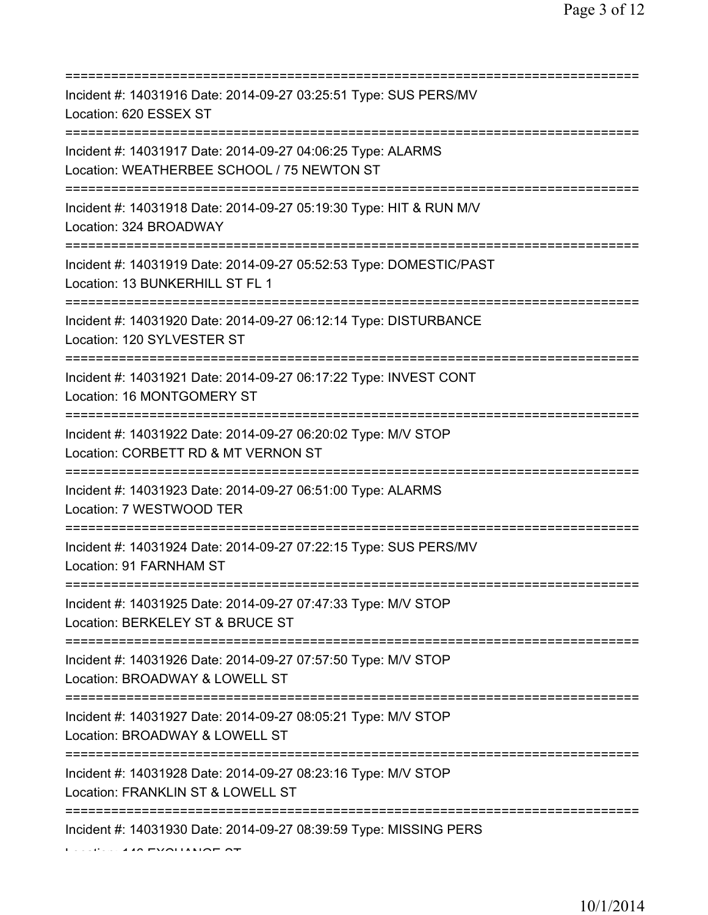===========================================================================

Incident #: 14031916 Date: 2014-09-27 03:25:51 Type: SUS PERS/MV
Location: 620 ESSEX ST

===========================================================================

Incident #: 14031917 Date: 2014-09-27 04:06:25 Type: ALARMS
Location: WEATHERBEE SCHOOL / 75 NEWTON ST

===========================================================================

Incident #: 14031918 Date: 2014-09-27 05:19:30 Type: HIT & RUN M/V
Location: 324 BROADWAY

===========================================================================

Incident #: 14031919 Date: 2014-09-27 05:52:53 Type: DOMESTIC/PAST
Location: 13 BUNKERHILL ST FL 1

===========================================================================

Incident #: 14031920 Date: 2014-09-27 06:12:14 Type: DISTURBANCE
Location: 120 SYLVESTER ST

===========================================================================

Incident #: 14031921 Date: 2014-09-27 06:17:22 Type: INVEST CONT
Location: 16 MONTGOMERY ST

===========================================================================

Incident #: 14031922 Date: 2014-09-27 06:20:02 Type: M/V STOP
Location: CORBETT RD & MT VERNON ST

===========================================================================

Incident #: 14031923 Date: 2014-09-27 06:51:00 Type: ALARMS
Location: 7 WESTWOOD TER

===========================================================================

Incident #: 14031924 Date: 2014-09-27 07:22:15 Type: SUS PERS/MV
Location: 91 FARNHAM ST

===========================================================================

Incident #: 14031925 Date: 2014-09-27 07:47:33 Type: M/V STOP
Location: BERKELEY ST & BRUCE ST

===========================================================================

Incident #: 14031926 Date: 2014-09-27 07:57:50 Type: M/V STOP
Location: BROADWAY & LOWELL ST

===========================================================================

Incident #: 14031927 Date: 2014-09-27 08:05:21 Type: M/V STOP
Location: BROADWAY & LOWELL ST

===========================================================================

Incident #: 14031928 Date: 2014-09-27 08:23:16 Type: M/V STOP
Location: FRANKLIN ST & LOWELL ST

===========================================================================

Incident #: 14031930 Date: 2014-09-27 08:39:59 Type: MISSING PERS
Location: 146 EXCHANGE ST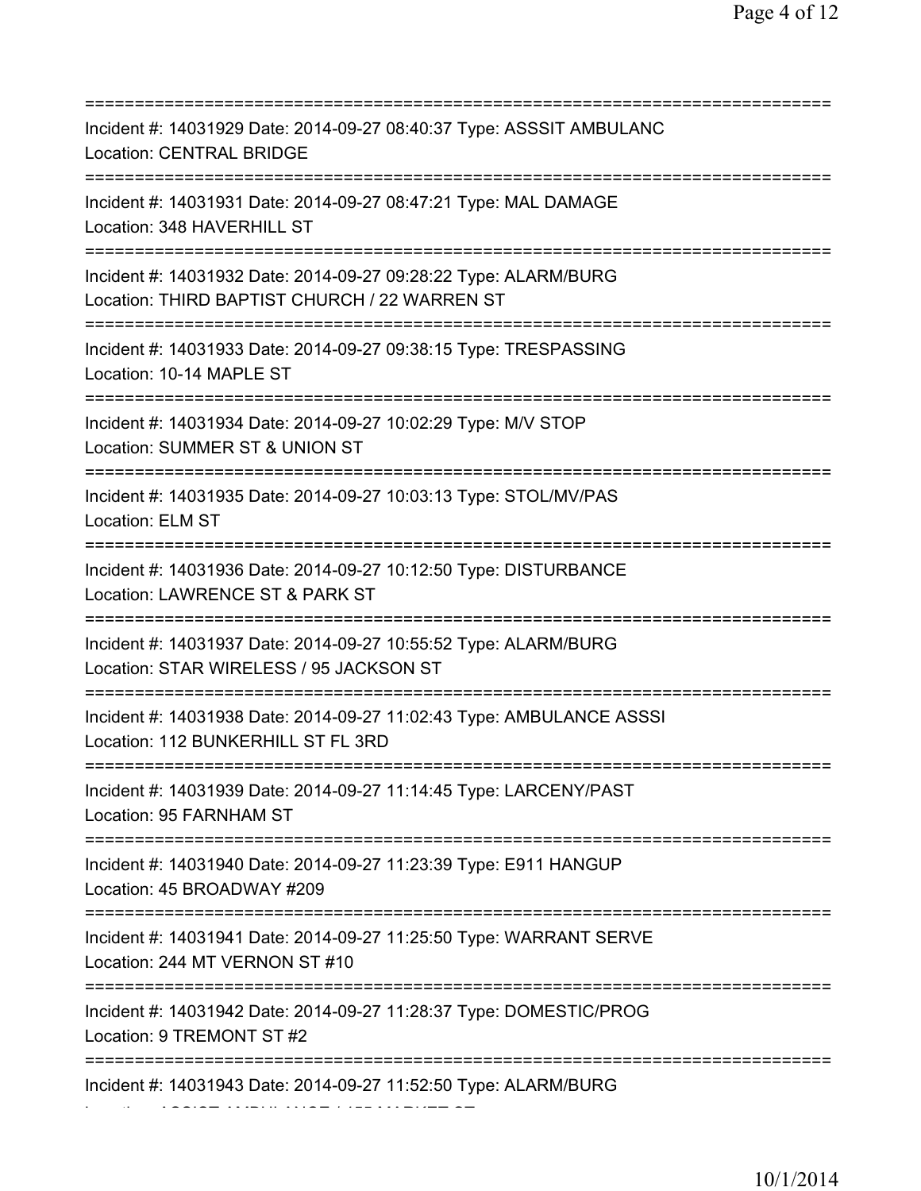===========================================================================
Incident #: 14031929 Date: 2014-09-27 08:40:37 Type: ASSSIT AMBULANC
Location: CENTRAL BRIDGE
===========================================================================
Incident #: 14031931 Date: 2014-09-27 08:47:21 Type: MAL DAMAGE
Location: 348 HAVERHILL ST
===========================================================================
Incident #: 14031932 Date: 2014-09-27 09:28:22 Type: ALARM/BURG
Location: THIRD BAPTIST CHURCH / 22 WARREN ST
===========================================================================
Incident #: 14031933 Date: 2014-09-27 09:38:15 Type: TRESPASSING
Location: 10-14 MAPLE ST
===========================================================================
Incident #: 14031934 Date: 2014-09-27 10:02:29 Type: M/V STOP
Location: SUMMER ST & UNION ST
===========================================================================
Incident #: 14031935 Date: 2014-09-27 10:03:13 Type: STOL/MV/PAS
Location: ELM ST
===========================================================================
Incident #: 14031936 Date: 2014-09-27 10:12:50 Type: DISTURBANCE
Location: LAWRENCE ST & PARK ST
===========================================================================
Incident #: 14031937 Date: 2014-09-27 10:55:52 Type: ALARM/BURG
Location: STAR WIRELESS / 95 JACKSON ST
===========================================================================
Incident #: 14031938 Date: 2014-09-27 11:02:43 Type: AMBULANCE ASSSI
Location: 112 BUNKERHILL ST FL 3RD
===========================================================================
Incident #: 14031939 Date: 2014-09-27 11:14:45 Type: LARCENY/PAST
Location: 95 FARNHAM ST
===========================================================================
Incident #: 14031940 Date: 2014-09-27 11:23:39 Type: E911 HANGUP
Location: 45 BROADWAY #209
===========================================================================
Incident #: 14031941 Date: 2014-09-27 11:25:50 Type: WARRANT SERVE
Location: 244 MT VERNON ST #10
===========================================================================
Incident #: 14031942 Date: 2014-09-27 11:28:37 Type: DOMESTIC/PROG
Location: 9 TREMONT ST #2
===========================================================================
Incident #: 14031943 Date: 2014-09-27 11:52:50 Type: ALARM/BURG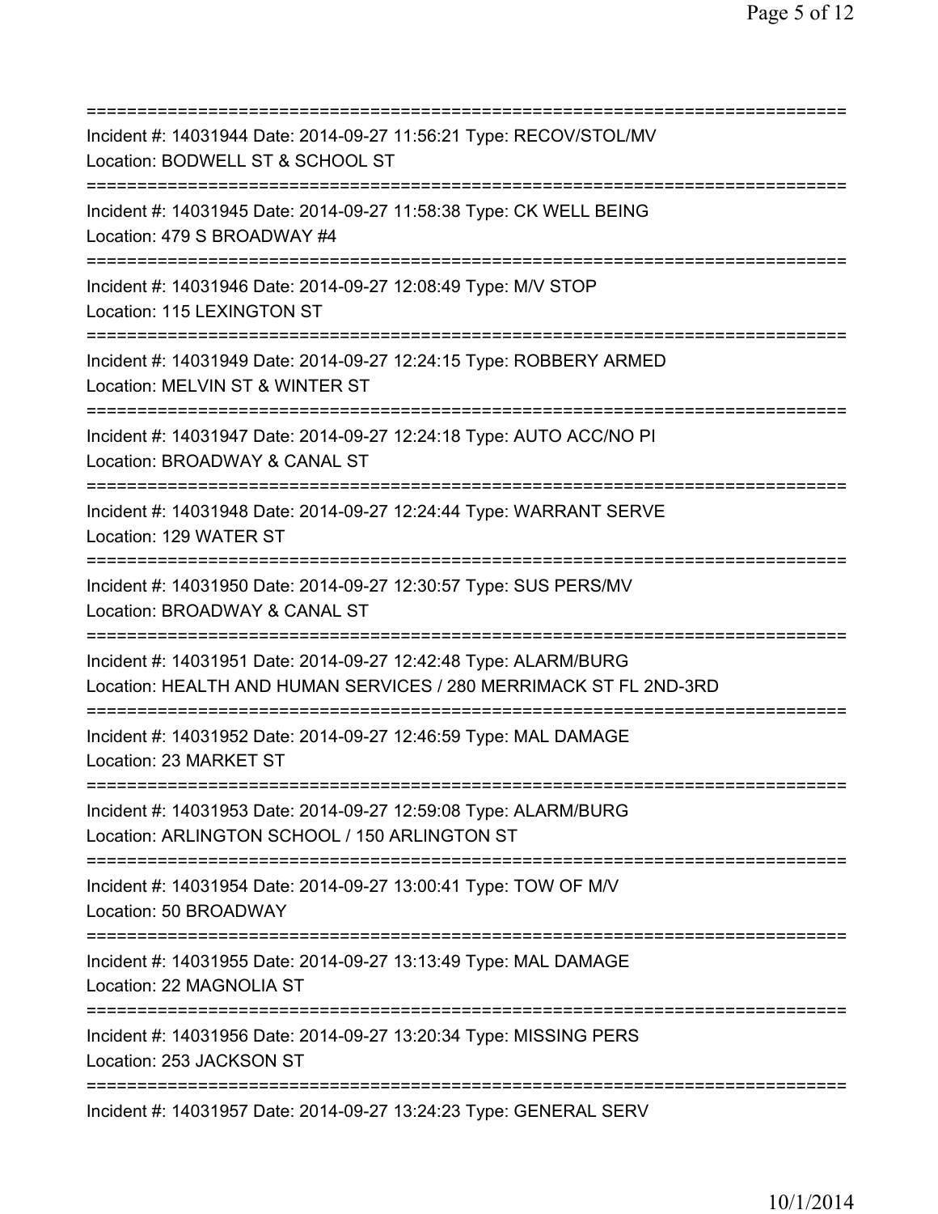===========================================================================
Incident #: 14031944 Date: 2014-09-27 11:56:21 Type: RECOV/STOL/MV
Location: BODWELL ST & SCHOOL ST
===========================================================================
Incident #: 14031945 Date: 2014-09-27 11:58:38 Type: CK WELL BEING
Location: 479 S BROADWAY #4
===========================================================================
Incident #: 14031946 Date: 2014-09-27 12:08:49 Type: M/V STOP
Location: 115 LEXINGTON ST
===========================================================================
Incident #: 14031949 Date: 2014-09-27 12:24:15 Type: ROBBERY ARMED
Location: MELVIN ST & WINTER ST
===========================================================================
Incident #: 14031947 Date: 2014-09-27 12:24:18 Type: AUTO ACC/NO PI
Location: BROADWAY & CANAL ST
===========================================================================
Incident #: 14031948 Date: 2014-09-27 12:24:44 Type: WARRANT SERVE
Location: 129 WATER ST
===========================================================================
Incident #: 14031950 Date: 2014-09-27 12:30:57 Type: SUS PERS/MV
Location: BROADWAY & CANAL ST
===========================================================================
Incident #: 14031951 Date: 2014-09-27 12:42:48 Type: ALARM/BURG
Location: HEALTH AND HUMAN SERVICES / 280 MERRIMACK ST FL 2ND-3RD
===========================================================================
Incident #: 14031952 Date: 2014-09-27 12:46:59 Type: MAL DAMAGE
Location: 23 MARKET ST
===========================================================================
Incident #: 14031953 Date: 2014-09-27 12:59:08 Type: ALARM/BURG
Location: ARLINGTON SCHOOL / 150 ARLINGTON ST
===========================================================================
Incident #: 14031954 Date: 2014-09-27 13:00:41 Type: TOW OF M/V
Location: 50 BROADWAY
===========================================================================
Incident #: 14031955 Date: 2014-09-27 13:13:49 Type: MAL DAMAGE
Location: 22 MAGNOLIA ST
===========================================================================
Incident #: 14031956 Date: 2014-09-27 13:20:34 Type: MISSING PERS
Location: 253 JACKSON ST
===========================================================================
Incident #: 14031957 Date: 2014-09-27 13:24:23 Type: GENERAL SERV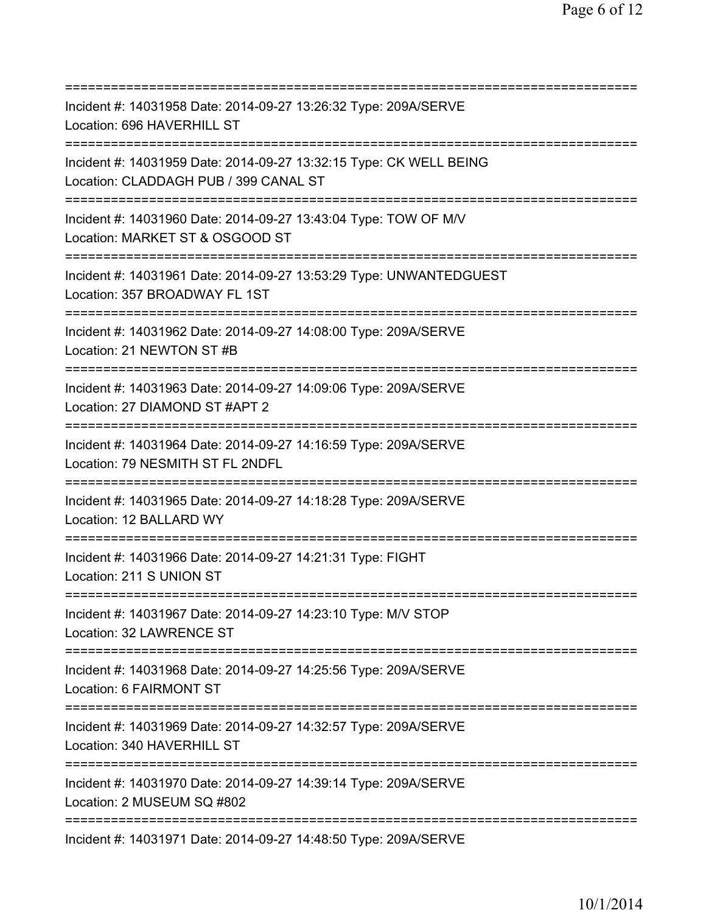===========================================================================
Incident #: 14031958 Date: 2014-09-27 13:26:32 Type: 209A/SERVE
Location: 696 HAVERHILL ST
===========================================================================
Incident #: 14031959 Date: 2014-09-27 13:32:15 Type: CK WELL BEING
Location: CLADDAGH PUB / 399 CANAL ST
===========================================================================
Incident #: 14031960 Date: 2014-09-27 13:43:04 Type: TOW OF M/V
Location: MARKET ST & OSGOOD ST
===========================================================================
Incident #: 14031961 Date: 2014-09-27 13:53:29 Type: UNWANTEDGUEST
Location: 357 BROADWAY FL 1ST
===========================================================================
Incident #: 14031962 Date: 2014-09-27 14:08:00 Type: 209A/SERVE
Location: 21 NEWTON ST #B
===========================================================================
Incident #: 14031963 Date: 2014-09-27 14:09:06 Type: 209A/SERVE
Location: 27 DIAMOND ST #APT 2
===========================================================================
Incident #: 14031964 Date: 2014-09-27 14:16:59 Type: 209A/SERVE
Location: 79 NESMITH ST FL 2NDFL
===========================================================================
Incident #: 14031965 Date: 2014-09-27 14:18:28 Type: 209A/SERVE
Location: 12 BALLARD WY
===========================================================================
Incident #: 14031966 Date: 2014-09-27 14:21:31 Type: FIGHT
Location: 211 S UNION ST
===========================================================================
Incident #: 14031967 Date: 2014-09-27 14:23:10 Type: M/V STOP
Location: 32 LAWRENCE ST
===========================================================================
Incident #: 14031968 Date: 2014-09-27 14:25:56 Type: 209A/SERVE
Location: 6 FAIRMONT ST
===========================================================================
Incident #: 14031969 Date: 2014-09-27 14:32:57 Type: 209A/SERVE
Location: 340 HAVERHILL ST
===========================================================================
Incident #: 14031970 Date: 2014-09-27 14:39:14 Type: 209A/SERVE
Location: 2 MUSEUM SQ #802
===========================================================================
Incident #: 14031971 Date: 2014-09-27 14:48:50 Type: 209A/SERVE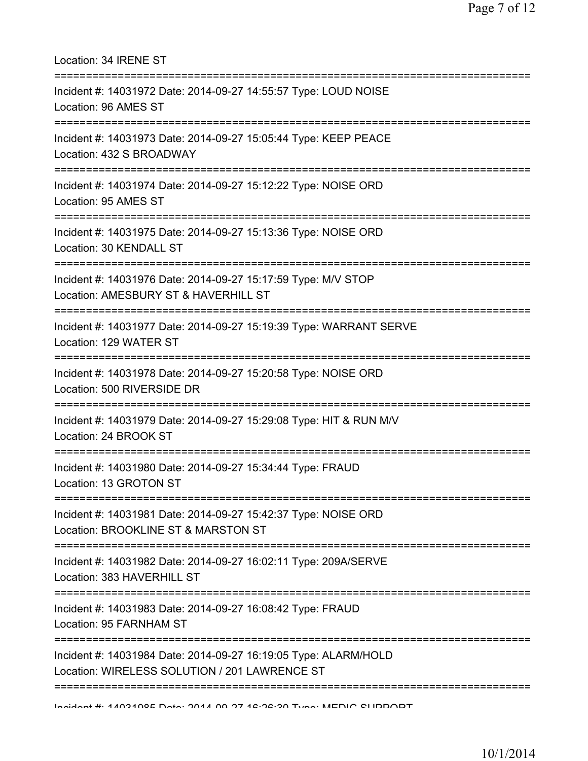Location: 34 IRENE ST

===========================================================================

Incident #: 14031972 Date: 2014-09-27 14:55:57 Type: LOUD NOISE

Location: 96 AMES ST

===========================================================================

Incident #: 14031973 Date: 2014-09-27 15:05:44 Type: KEEP PEACE

Location: 432 S BROADWAY

===========================================================================

Incident #: 14031974 Date: 2014-09-27 15:12:22 Type: NOISE ORD

Location: 95 AMES ST

===========================================================================

Incident #: 14031975 Date: 2014-09-27 15:13:36 Type: NOISE ORD

Location: 30 KENDALL ST

===========================================================================

Incident #: 14031976 Date: 2014-09-27 15:17:59 Type: M/V STOP

Location: AMESBURY ST & HAVERHILL ST

===========================================================================

Incident #: 14031977 Date: 2014-09-27 15:19:39 Type: WARRANT SERVE

Location: 129 WATER ST

===========================================================================

Incident #: 14031978 Date: 2014-09-27 15:20:58 Type: NOISE ORD

Location: 500 RIVERSIDE DR

===========================================================================

Incident #: 14031979 Date: 2014-09-27 15:29:08 Type: HIT & RUN M/V

Location: 24 BROOK ST

===========================================================================

Incident #: 14031980 Date: 2014-09-27 15:34:44 Type: FRAUD

Location: 13 GROTON ST

===========================================================================

Incident #: 14031981 Date: 2014-09-27 15:42:37 Type: NOISE ORD

Location: BROOKLINE ST & MARSTON ST

===========================================================================

Incident #: 14031982 Date: 2014-09-27 16:02:11 Type: 209A/SERVE

Location: 383 HAVERHILL ST

===========================================================================

Incident #: 14031983 Date: 2014-09-27 16:08:42 Type: FRAUD

Location: 95 FARNHAM ST

===========================================================================

Incident #: 14031984 Date: 2014-09-27 16:19:05 Type: ALARM/HOLD

Location: WIRELESS SOLUTION / 201 LAWRENCE ST

===========================================================================

Incident #: 14031985 Date: 2014-09-27 16:26:30 Type: MEDIC SUPPORT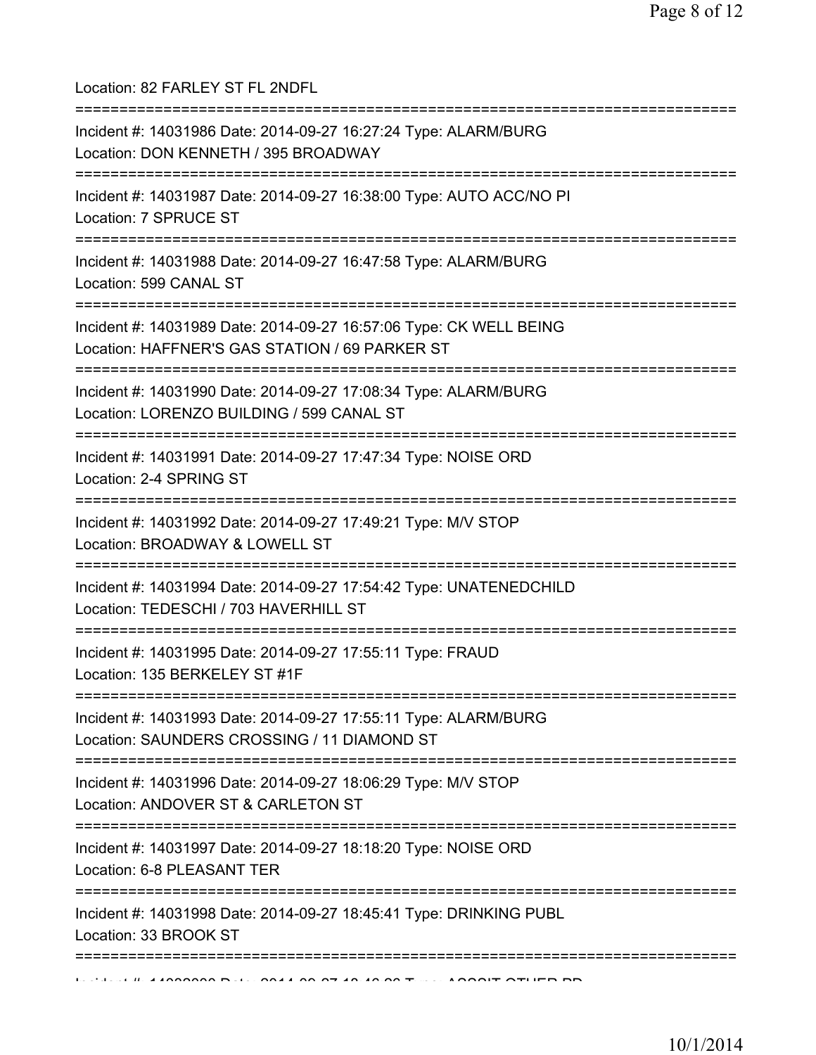Location: 82 FARLEY ST FL 2NDFL

===========================================================================

Incident #: 14031986 Date: 2014-09-27 16:27:24 Type: ALARM/BURG
Location: DON KENNETH / 395 BROADWAY

===========================================================================

Incident #: 14031987 Date: 2014-09-27 16:38:00 Type: AUTO ACC/NO PI
Location: 7 SPRUCE ST

===========================================================================

Incident #: 14031988 Date: 2014-09-27 16:47:58 Type: ALARM/BURG
Location: 599 CANAL ST

===========================================================================

Incident #: 14031989 Date: 2014-09-27 16:57:06 Type: CK WELL BEING
Location: HAFFNER'S GAS STATION / 69 PARKER ST

===========================================================================

Incident #: 14031990 Date: 2014-09-27 17:08:34 Type: ALARM/BURG
Location: LORENZO BUILDING / 599 CANAL ST

===========================================================================

Incident #: 14031991 Date: 2014-09-27 17:47:34 Type: NOISE ORD
Location: 2-4 SPRING ST

===========================================================================

Incident #: 14031992 Date: 2014-09-27 17:49:21 Type: M/V STOP
Location: BROADWAY & LOWELL ST

===========================================================================

Incident #: 14031994 Date: 2014-09-27 17:54:42 Type: UNATENEDCHILD
Location: TEDESCHI / 703 HAVERHILL ST

===========================================================================

Incident #: 14031995 Date: 2014-09-27 17:55:11 Type: FRAUD
Location: 135 BERKELEY ST #1F

===========================================================================

Incident #: 14031993 Date: 2014-09-27 17:55:11 Type: ALARM/BURG
Location: SAUNDERS CROSSING / 11 DIAMOND ST

===========================================================================

Incident #: 14031996 Date: 2014-09-27 18:06:29 Type: M/V STOP
Location: ANDOVER ST & CARLETON ST

===========================================================================

Incident #: 14031997 Date: 2014-09-27 18:18:20 Type: NOISE ORD
Location: 6-8 PLEASANT TER

===========================================================================

Incident #: 14031998 Date: 2014-09-27 18:45:41 Type: DRINKING PUBL
Location: 33 BROOK ST

===========================================================================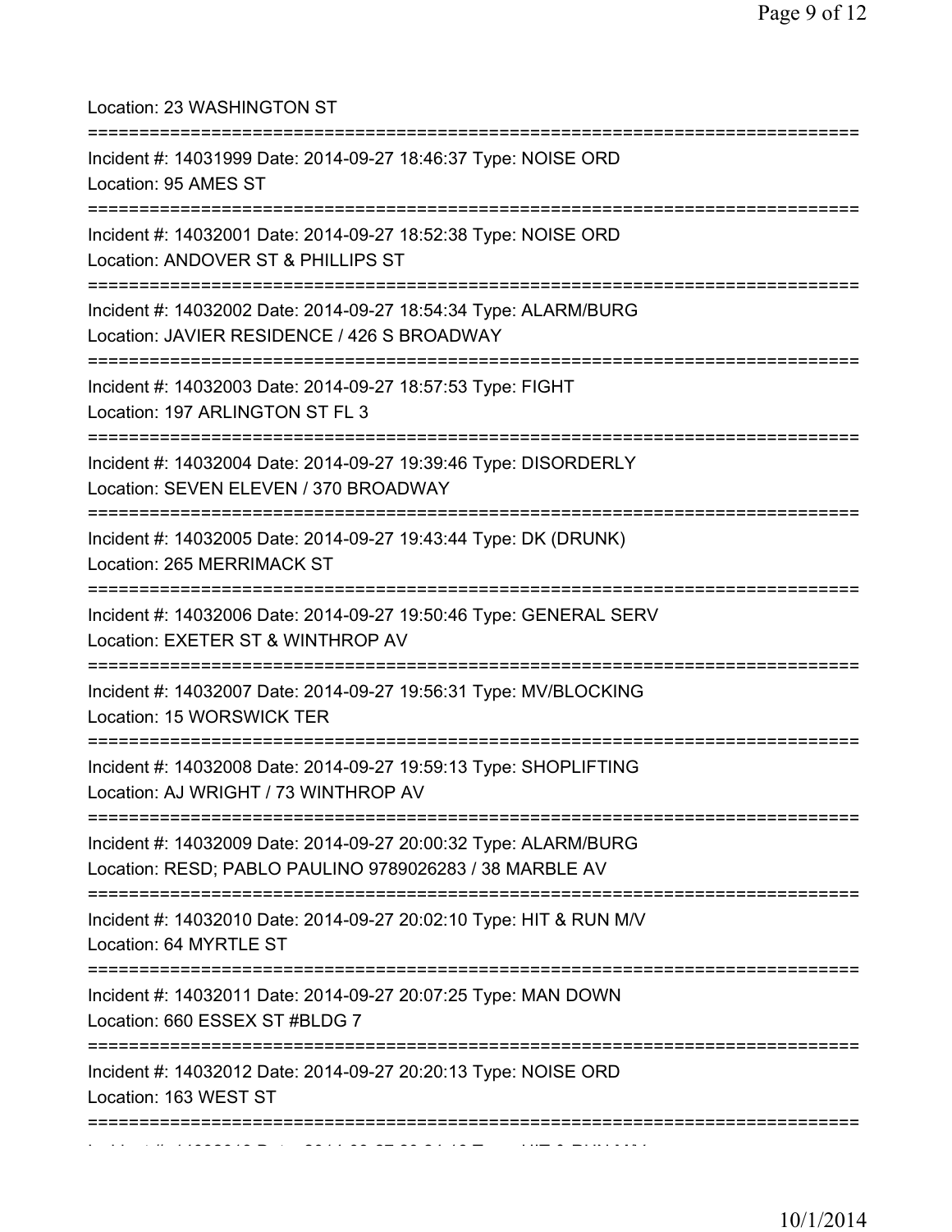Location: 23 WASHINGTON ST

===========================================================================

Incident #: 14031999 Date: 2014-09-27 18:46:37 Type: NOISE ORD
Location: 95 AMES ST

===========================================================================

Incident #: 14032001 Date: 2014-09-27 18:52:38 Type: NOISE ORD
Location: ANDOVER ST & PHILLIPS ST

===========================================================================

Incident #: 14032002 Date: 2014-09-27 18:54:34 Type: ALARM/BURG
Location: JAVIER RESIDENCE / 426 S BROADWAY

===========================================================================

Incident #: 14032003 Date: 2014-09-27 18:57:53 Type: FIGHT
Location: 197 ARLINGTON ST FL 3

===========================================================================

Incident #: 14032004 Date: 2014-09-27 19:39:46 Type: DISORDERLY
Location: SEVEN ELEVEN / 370 BROADWAY

===========================================================================

Incident #: 14032005 Date: 2014-09-27 19:43:44 Type: DK (DRUNK)
Location: 265 MERRIMACK ST

===========================================================================

Incident #: 14032006 Date: 2014-09-27 19:50:46 Type: GENERAL SERV
Location: EXETER ST & WINTHROP AV

===========================================================================

Incident #: 14032007 Date: 2014-09-27 19:56:31 Type: MV/BLOCKING
Location: 15 WORSWICK TER

===========================================================================

Incident #: 14032008 Date: 2014-09-27 19:59:13 Type: SHOPLIFTING
Location: AJ WRIGHT / 73 WINTHROP AV

===========================================================================

Incident #: 14032009 Date: 2014-09-27 20:00:32 Type: ALARM/BURG
Location: RESD; PABLO PAULINO 9789026283 / 38 MARBLE AV

===========================================================================

Incident #: 14032010 Date: 2014-09-27 20:02:10 Type: HIT & RUN M/V
Location: 64 MYRTLE ST

===========================================================================

Incident #: 14032011 Date: 2014-09-27 20:07:25 Type: MAN DOWN
Location: 660 ESSEX ST #BLDG 7

===========================================================================

Incident #: 14032012 Date: 2014-09-27 20:20:13 Type: NOISE ORD
Location: 163 WEST ST

===========================================================================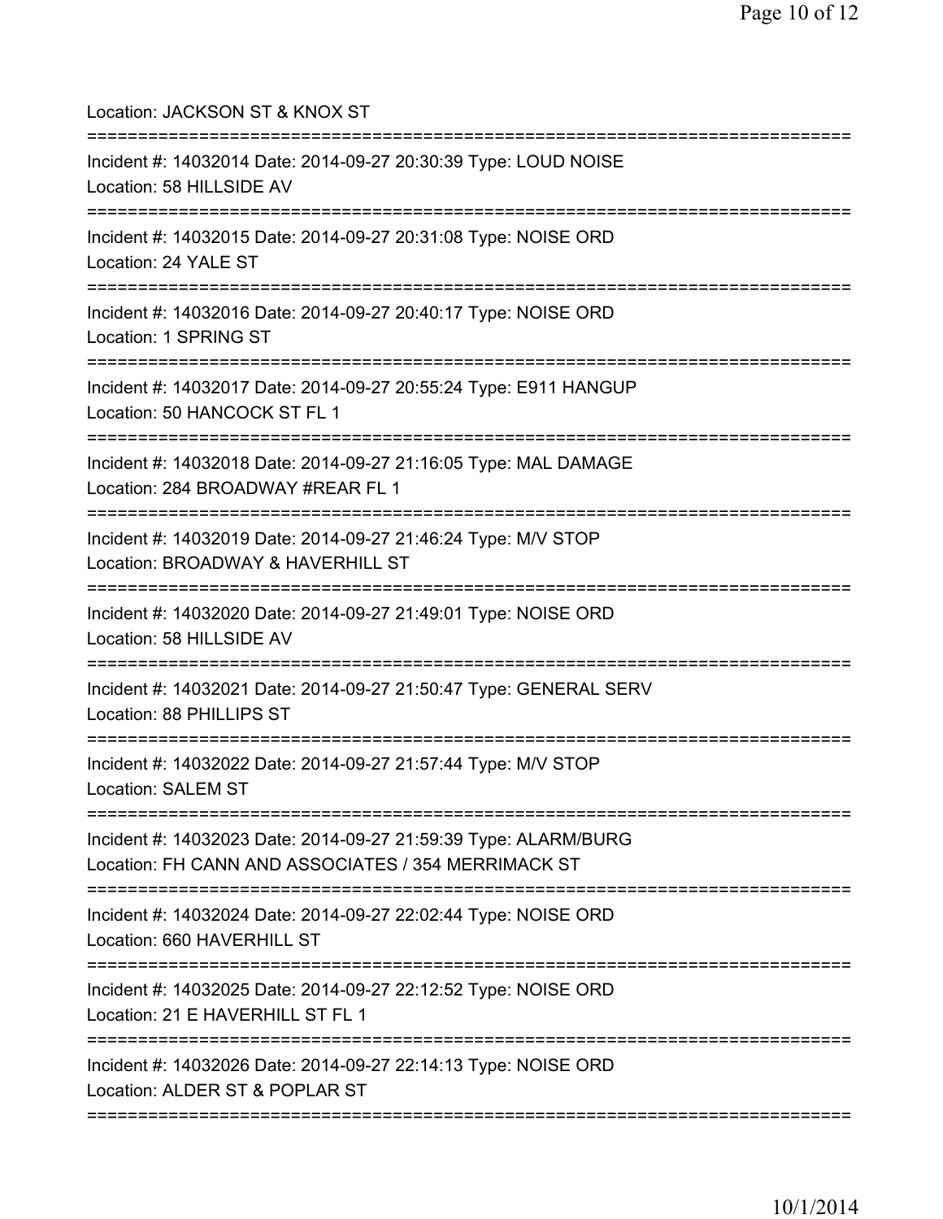Location: JACKSON ST & KNOX ST

===========================================================================

Incident #: 14032014 Date: 2014-09-27 20:30:39 Type: LOUD NOISE
Location: 58 HILLSIDE AV

===========================================================================

Incident #: 14032015 Date: 2014-09-27 20:31:08 Type: NOISE ORD
Location: 24 YALE ST

===========================================================================

Incident #: 14032016 Date: 2014-09-27 20:40:17 Type: NOISE ORD
Location: 1 SPRING ST

===========================================================================

Incident #: 14032017 Date: 2014-09-27 20:55:24 Type: E911 HANGUP
Location: 50 HANCOCK ST FL 1

===========================================================================

Incident #: 14032018 Date: 2014-09-27 21:16:05 Type: MAL DAMAGE
Location: 284 BROADWAY #REAR FL 1

===========================================================================

Incident #: 14032019 Date: 2014-09-27 21:46:24 Type: M/V STOP
Location: BROADWAY & HAVERHILL ST

===========================================================================

Incident #: 14032020 Date: 2014-09-27 21:49:01 Type: NOISE ORD
Location: 58 HILLSIDE AV

===========================================================================

Incident #: 14032021 Date: 2014-09-27 21:50:47 Type: GENERAL SERV
Location: 88 PHILLIPS ST

===========================================================================

Incident #: 14032022 Date: 2014-09-27 21:57:44 Type: M/V STOP
Location: SALEM ST

===========================================================================

Incident #: 14032023 Date: 2014-09-27 21:59:39 Type: ALARM/BURG
Location: FH CANN AND ASSOCIATES / 354 MERRIMACK ST

===========================================================================

Incident #: 14032024 Date: 2014-09-27 22:02:44 Type: NOISE ORD
Location: 660 HAVERHILL ST

===========================================================================

Incident #: 14032025 Date: 2014-09-27 22:12:52 Type: NOISE ORD
Location: 21 E HAVERHILL ST FL 1

===========================================================================

Incident #: 14032026 Date: 2014-09-27 22:14:13 Type: NOISE ORD
Location: ALDER ST & POPLAR ST

===========================================================================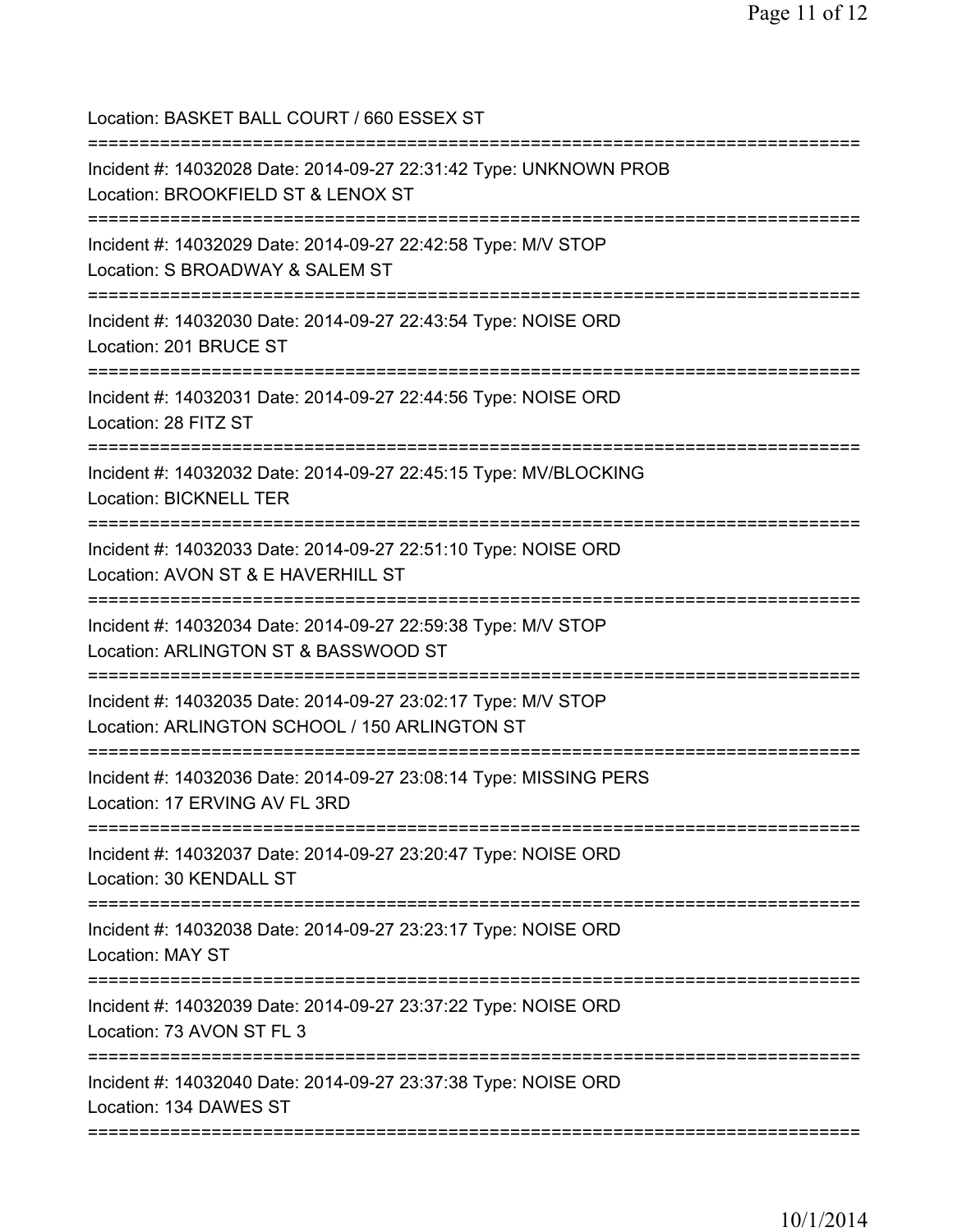Location: BASKET BALL COURT / 660 ESSEX ST

===========================================================================

Incident #: 14032028 Date: 2014-09-27 22:31:42 Type: UNKNOWN PROB
Location: BROOKFIELD ST & LENOX ST

===========================================================================

Incident #: 14032029 Date: 2014-09-27 22:42:58 Type: M/V STOP
Location: S BROADWAY & SALEM ST

===========================================================================

Incident #: 14032030 Date: 2014-09-27 22:43:54 Type: NOISE ORD
Location: 201 BRUCE ST

===========================================================================

Incident #: 14032031 Date: 2014-09-27 22:44:56 Type: NOISE ORD
Location: 28 FITZ ST

===========================================================================

Incident #: 14032032 Date: 2014-09-27 22:45:15 Type: MV/BLOCKING
Location: BICKNELL TER

===========================================================================

Incident #: 14032033 Date: 2014-09-27 22:51:10 Type: NOISE ORD
Location: AVON ST & E HAVERHILL ST

===========================================================================

Incident #: 14032034 Date: 2014-09-27 22:59:38 Type: M/V STOP
Location: ARLINGTON ST & BASSWOOD ST

===========================================================================

Incident #: 14032035 Date: 2014-09-27 23:02:17 Type: M/V STOP
Location: ARLINGTON SCHOOL / 150 ARLINGTON ST

===========================================================================

Incident #: 14032036 Date: 2014-09-27 23:08:14 Type: MISSING PERS
Location: 17 ERVING AV FL 3RD

===========================================================================

Incident #: 14032037 Date: 2014-09-27 23:20:47 Type: NOISE ORD
Location: 30 KENDALL ST

===========================================================================

Incident #: 14032038 Date: 2014-09-27 23:23:17 Type: NOISE ORD
Location: MAY ST

===========================================================================

Incident #: 14032039 Date: 2014-09-27 23:37:22 Type: NOISE ORD
Location: 73 AVON ST FL 3

===========================================================================

Incident #: 14032040 Date: 2014-09-27 23:37:38 Type: NOISE ORD
Location: 134 DAWES ST

===========================================================================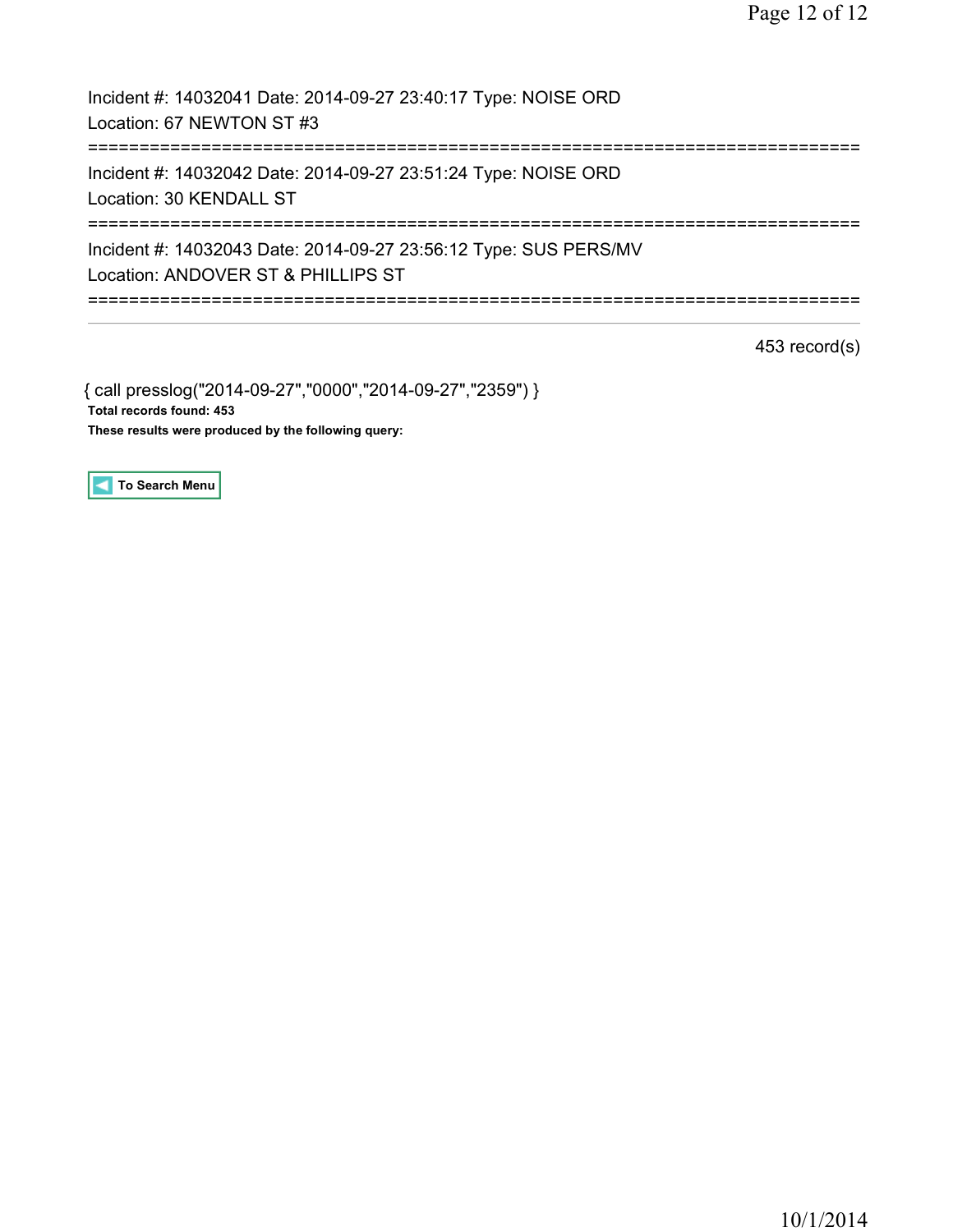Incident #: 14032041 Date: 2014-09-27 23:40:17 Type: NOISE ORD
Location: 67 NEWTON ST #3

===========================================================================

Incident #: 14032042 Date: 2014-09-27 23:51:24 Type: NOISE ORD
Location: 30 KENDALL ST

===========================================================================

Incident #: 14032043 Date: 2014-09-27 23:56:12 Type: SUS PERS/MV
Location: ANDOVER ST & PHILLIPS ST

===========================================================================

---

453 record(s)

{ call presslog("2014-09-27","0000","2014-09-27","2359") }

**Total records found: 453**

**These results were produced by the following query:**

**To Search Menu**